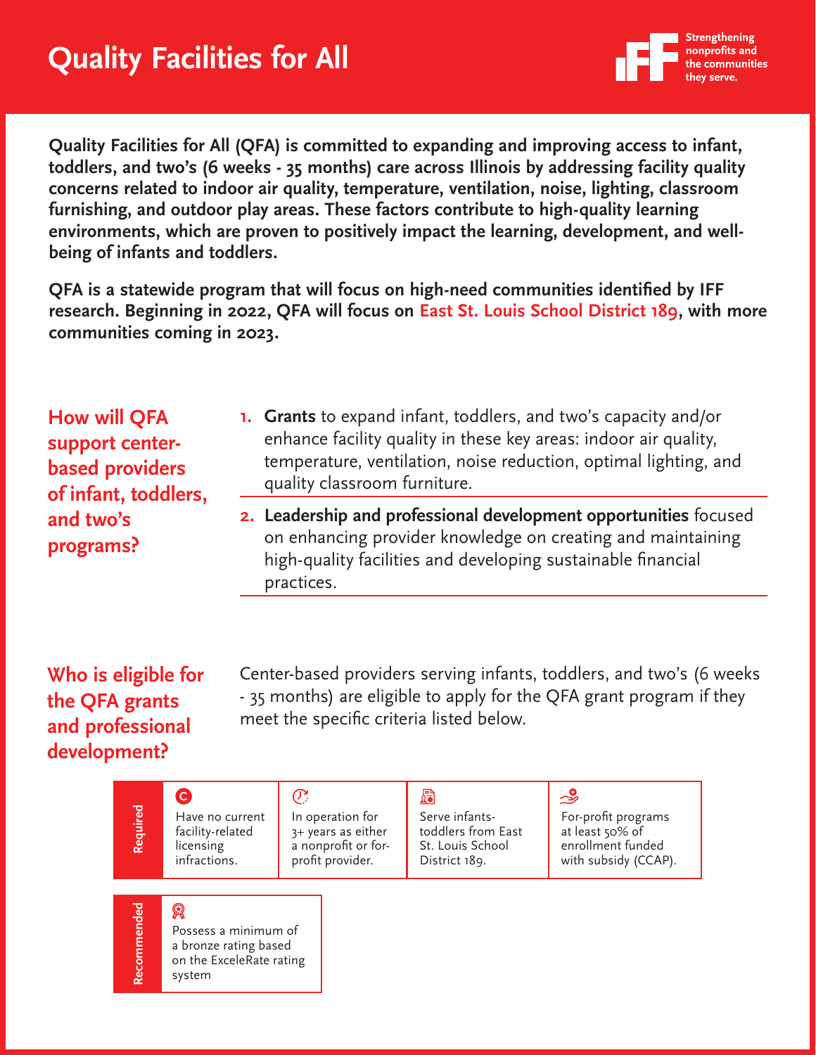# Quality Facilities for All

Strengthening nonprofits and the communities they serve.

**Quality Facilities for All (QFA) is committed to expanding and improving access to infant, toddlers, and two's (6 weeks - 35 months) care across Illinois by addressing facility quality concerns related to indoor air quality, temperature, ventilation, noise, lighting, classroom furnishing, and outdoor play areas. These factors contribute to high-quality learning environments, which are proven to positively impact the learning, development, and well-being of infants and toddlers.**

**QFA is a statewide program that will focus on high-need communities identified by IFF research. Beginning in 2022, QFA will focus on East St. Louis School District 189, with more communities coming in 2023.**

## How will QFA support center-based providers of infant, toddlers, and two's programs?

1. **Grants** to expand infant, toddlers, and two's capacity and/or enhance facility quality in these key areas: indoor air quality, temperature, ventilation, noise reduction, optimal lighting, and quality classroom furniture.
2. **Leadership and professional development opportunities** focused on enhancing provider knowledge on creating and maintaining high-quality facilities and developing sustainable financial practices.

## Who is eligible for the QFA grants and professional development?

Center-based providers serving infants, toddlers, and two's (6 weeks - 35 months) are eligible to apply for the QFA grant program if they meet the specific criteria listed below.

| Required | | | |
|---|---|---|---|
| Have no current facility-related licensing infractions. | In operation for 3+ years as either a nonprofit or for-profit provider. | Serve infants-toddlers from East St. Louis School District 189. | For-profit programs at least 50% of enrollment funded with subsidy (CCAP). |

| Recommended |
|---|
| Possess a minimum of a bronze rating based on the ExceleRate rating system |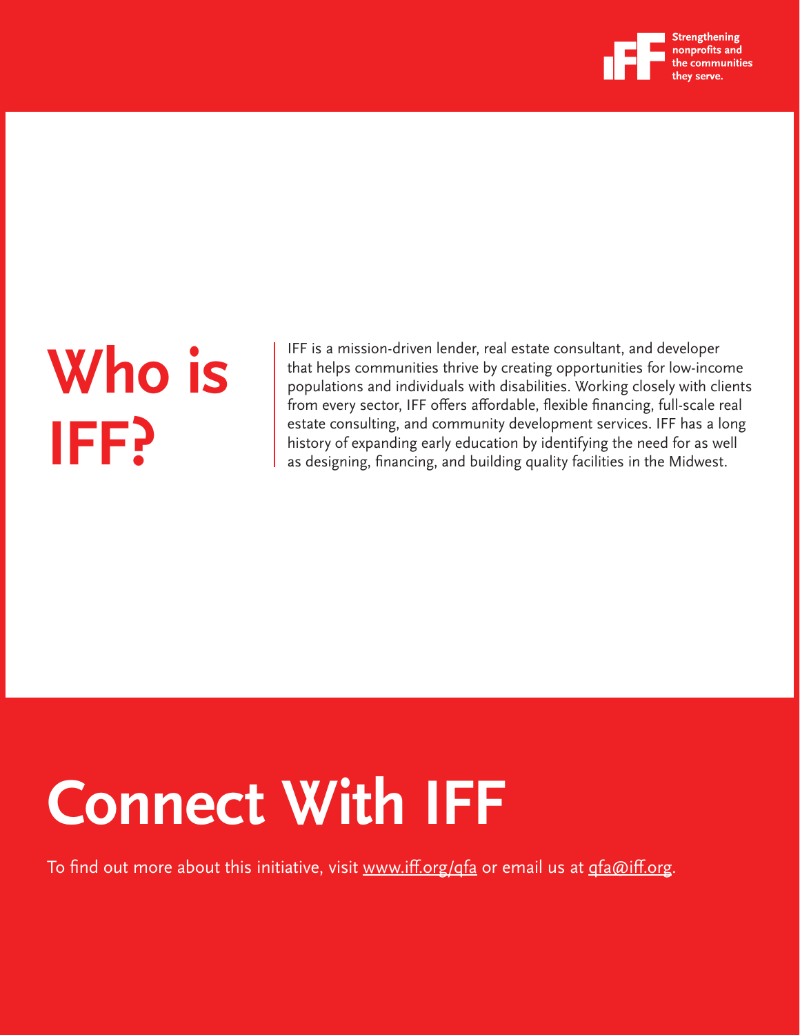Strengthening nonprofits and the communities they serve.

# Who is IFF?

IFF is a mission-driven lender, real estate consultant, and developer that helps communities thrive by creating opportunities for low-income populations and individuals with disabilities. Working closely with clients from every sector, IFF offers affordable, flexible financing, full-scale real estate consulting, and community development services. IFF has a long history of expanding early education by identifying the need for as well as designing, financing, and building quality facilities in the Midwest.

# Connect With IFF

To find out more about this initiative, visit www.iff.org/qfa or email us at qfa@iff.org.